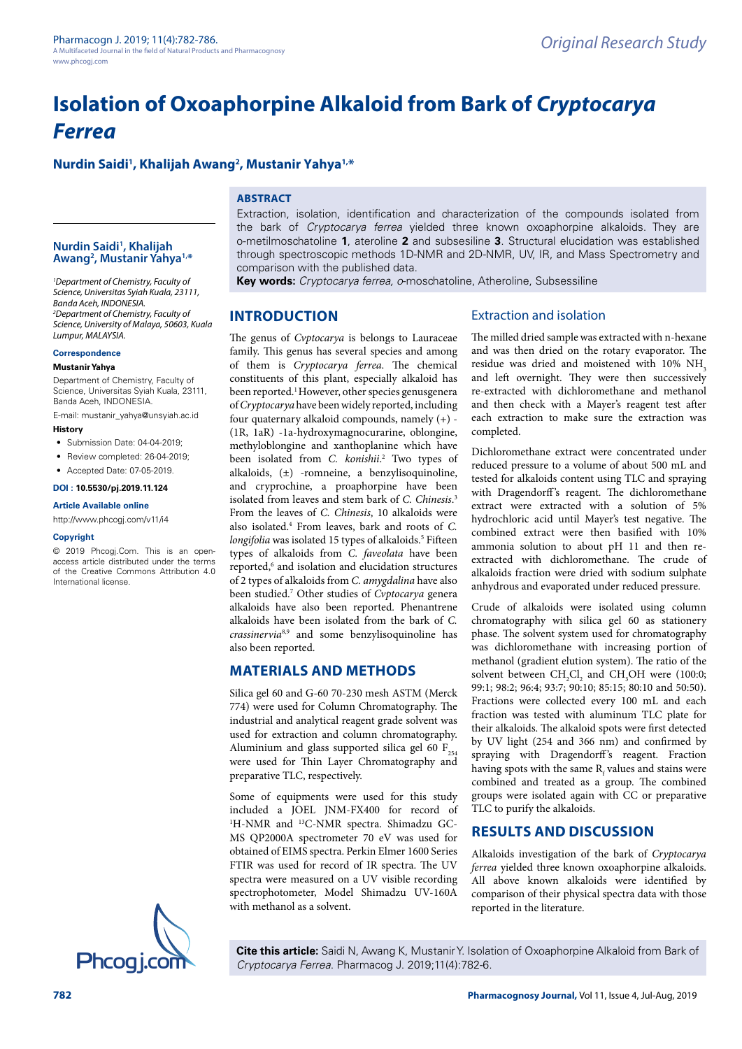# Isolation of Oxoaphorpine Alkaloid from Bark of *Cryptocarya Ferrea*

**Nurdin Saidi[1], Khalijah Awang[2], Mustanir Yahya[1,*]**

## ABSTRACT

Extraction, isolation, identification and characterization of the compounds isolated from the bark of *Cryptocarya ferrea* yielded three known oxoaphorpine alkaloids. They are o-metilmoschatoline **1**, ateroline **2** and subsesiline **3**. Structural elucidation was established through spectroscopic methods 1D-NMR and 2D-NMR, UV, IR, and Mass Spectrometry and comparison with the published data.

**Key words:** *Cryptocarya ferrea*, *o*-moschatoline, Atheroline, Subsessiline

**Nurdin Saidi[1], Khalijah Awang[2], Mustanir Yahya[1,*]**

*[1]Department of Chemistry, Faculty of Science, Universitas Syiah Kuala, 23111, Banda Aceh, INDONESIA.*
*[2]Department of Chemistry, Faculty of Science, University of Malaya, 50603, Kuala Lumpur, MALAYSIA.*

**Correspondence**

**Mustanir Yahya**

Department of Chemistry, Faculty of Science, Universitas Syiah Kuala, 23111, Banda Aceh, INDONESIA.

E-mail: mustanir_yahya@unsyiah.ac.id

**History**

- Submission Date: 04-04-2019;
- Review completed: 26-04-2019;
- Accepted Date: 07-05-2019.

**DOI : 10.5530/pj.2019.11.124**

**Article Available online**

http://www.phcogj.com/v11/i4

**Copyright**

© 2019 Phcogj.Com. This is an open-access article distributed under the terms of the Creative Commons Attribution 4.0 International license.

## INTRODUCTION

The genus of *Cvptocarya* is belongs to Lauraceae family. This genus has several species and among of them is *Cryptocarya ferrea*. The chemical constituents of this plant, especially alkaloid has been reported.[1] However, other species genusgenera of *Cryptocarya* have been widely reported, including four quaternary alkaloid compounds, namely (+) - (1R, 1aR) -1a-hydroxymagnocurarine, oblongine, methyloblongine and xanthoplanine which have been isolated from *C. konishii*.[2] Two types of alkaloids, (±) -romneine, a benzylisoquinoline, and cryprochine, a proaphorpine have been isolated from leaves and stem bark of *C. Chinesis*.[3] From the leaves of *C. Chinesis*, 10 alkaloids were also isolated.[4] From leaves, bark and roots of *C. longifolia* was isolated 15 types of alkaloids.[5] Fifteen types of alkaloids from *C. faveolata* have been reported,[6] and isolation and elucidation structures of 2 types of alkaloids from *C. amygdalina* have also been studied.[7] Other studies of *Cvptocarya* genera alkaloids have also been reported. Phenantrene alkaloids have been isolated from the bark of *C. crassinervia*[8,9] and some benzylisoquinoline has also been reported.

## MATERIALS AND METHODS

Silica gel 60 and G-60 70-230 mesh ASTM (Merck 774) were used for Column Chromatography. The industrial and analytical reagent grade solvent was used for extraction and column chromatography. Aluminium and glass supported silica gel 60 $F_{254}$ were used for Thin Layer Chromatography and preparative TLC, respectively.

Some of equipments were used for this study included a JOEL JNM-FX400 for record of $^{1}$H-NMR and $^{13}$C-NMR spectra. Shimadzu GC-MS QP2000A spectrometer 70 eV was used for obtained of EIMS spectra. Perkin Elmer 1600 Series FTIR was used for record of IR spectra. The UV spectra were measured on a UV visible recording spectrophotometer, Model Shimadzu UV-160A with methanol as a solvent.

### Extraction and isolation

The milled dried sample was extracted with n-hexane and was then dried on the rotary evaporator. The residue was dried and moistened with 10% $NH_3$ and left overnight. They were then successively re-extracted with dichloromethane and methanol and then check with a Mayer's reagent test after each extraction to make sure the extraction was completed.

Dichloromethane extract were concentrated under reduced pressure to a volume of about 500 mL and tested for alkaloids content using TLC and spraying with Dragendorff's reagent. The dichloromethane extract were extracted with a solution of 5% hydrochloric acid until Mayer's test negative. The combined extract were then basified with 10% ammonia solution to about pH 11 and then re-extracted with dichloromethane. The crude of alkaloids fraction were dried with sodium sulphate anhydrous and evaporated under reduced pressure.

Crude of alkaloids were isolated using column chromatography with silica gel 60 as stationery phase. The solvent system used for chromatography was dichloromethane with increasing portion of methanol (gradient elution system). The ratio of the solvent between $CH_2Cl_2$ and $CH_3OH$ were (100:0; 99:1; 98:2; 96:4; 93:7; 90:10; 85:15; 80:10 and 50:50). Fractions were collected every 100 mL and each fraction was tested with aluminum TLC plate for their alkaloids. The alkaloid spots were first detected by UV light (254 and 366 nm) and confirmed by spraying with Dragendorff's reagent. Fraction having spots with the same $R_f$ values and stains were combined and treated as a group. The combined groups were isolated again with CC or preparative TLC to purify the alkaloids.

## RESULTS AND DISCUSSION

Alkaloids investigation of the bark of *Cryptocarya ferrea* yielded three known oxoaphorpine alkaloids. All above known alkaloids were identified by comparison of their physical spectra data with those reported in the literature.

**Cite this article:** Saidi N, Awang K, Mustanir Y. Isolation of Oxoaphorpine Alkaloid from Bark of *Cryptocarya Ferrea.* Pharmacog J. 2019;11(4):782-6.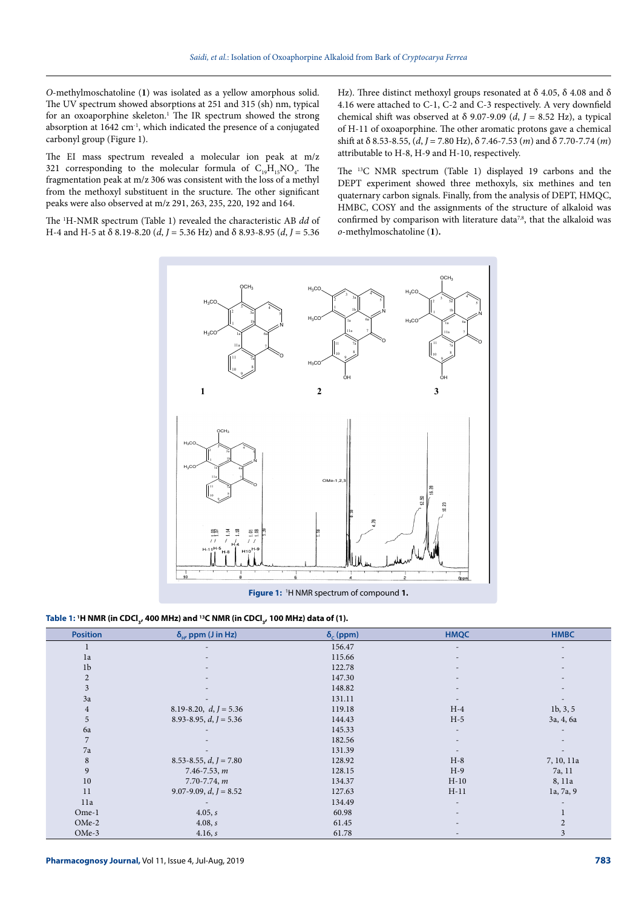*O*-methylmoschatoline (**1**) was isolated as a yellow amorphous solid. The UV spectrum showed absorptions at 251 and 315 (sh) nm, typical for an oxoaporphine skeleton.[1] The IR spectrum showed the strong absorption at 1642 $cm^{-1}$, which indicated the presence of a conjugated carbonyl group (Figure 1).

The EI mass spectrum revealed a molecular ion peak at m/z 321 corresponding to the molecular formula of $C_{19}H_{15}NO_4$. The fragmentation peak at m/z 306 was consistent with the loss of a methyl from the methoxyl substituent in the sructure. The other significant peaks were also observed at m/z 291, 263, 235, 220, 192 and 164.

The $^{1}H$-NMR spectrum (Table 1) revealed the characteristic AB *dd* of H-4 and H-5 at δ 8.19-8.20 (*d*, *J* = 5.36 Hz) and δ 8.93-8.95 (*d*, *J* = 5.36 Hz). Three distinct methoxyl groups resonated at δ 4.05, δ 4.08 and δ 4.16 were attached to C-1, C-2 and C-3 respectively. A very downfield chemical shift was observed at δ 9.07-9.09 (*d*, *J* = 8.52 Hz), a typical of H-11 of oxoaporphine. The other aromatic protons gave a chemical shift at δ 8.53-8.55, (*d*, *J* = 7.80 Hz), δ 7.46-7.53 (*m*) and δ 7.70-7.74 (*m*) attributable to H-8, H-9 and H-10, respectively.

The $^{13}C$ NMR spectrum (Table 1) displayed 19 carbons and the DEPT experiment showed three methoxyls, six methines and ten quaternary carbon signals. Finally, from the analysis of DEPT, HMQC, HMBC, COSY and the assignments of the structure of alkaloid was confirmed by comparison with literature data[7,8], that the alkaloid was *o*-methylmoschatoline (**1**).

**Figure 1:** $^{1}H$ NMR spectrum of compound **1**.

**Table 1:** $^{1}H$ NMR (in $CDCl_3$, 400 MHz) and $^{13}C$ NMR (in $CDCl_3$, 100 MHz) data of (1).

| Position | $\delta_H$, ppm (J in Hz) | $\delta_C$ (ppm) | HMQC | HMBC |
|---|---|---|---|---|
| 1 | - | 156.47 | - | - |
| 1a | - | 115.66 | - | - |
| 1b | - | 122.78 | - | - |
| 2 | - | 147.30 | - | - |
| 3 | - | 148.82 | - | - |
| 3a | - | 131.11 | - | - |
| 4 | 8.19-8.20, *d*, *J* = 5.36 | 119.18 | H-4 | 1b, 3, 5 |
| 5 | 8.93-8.95, *d*, *J* = 5.36 | 144.43 | H-5 | 3a, 4, 6a |
| 6a | - | 145.33 | - | - |
| 7 | - | 182.56 | - | - |
| 7a | - | 131.39 | - | - |
| 8 | 8.53-8.55, *d*, *J* = 7.80 | 128.92 | H-8 | 7, 10, 11a |
| 9 | 7.46-7.53, *m* | 128.15 | H-9 | 7a, 11 |
| 10 | 7.70-7.74, *m* | 134.37 | H-10 | 8, 11a |
| 11 | 9.07-9.09, *d*, *J* = 8.52 | 127.63 | H-11 | 1a, 7a, 9 |
| 11a | - | 134.49 | - | - |
| Ome-1 | 4.05, *s* | 60.98 | - | 1 |
| OMe-2 | 4.08, *s* | 61.45 | - | 2 |
| OMe-3 | 4.16, *s* | 61.78 | - | 3 |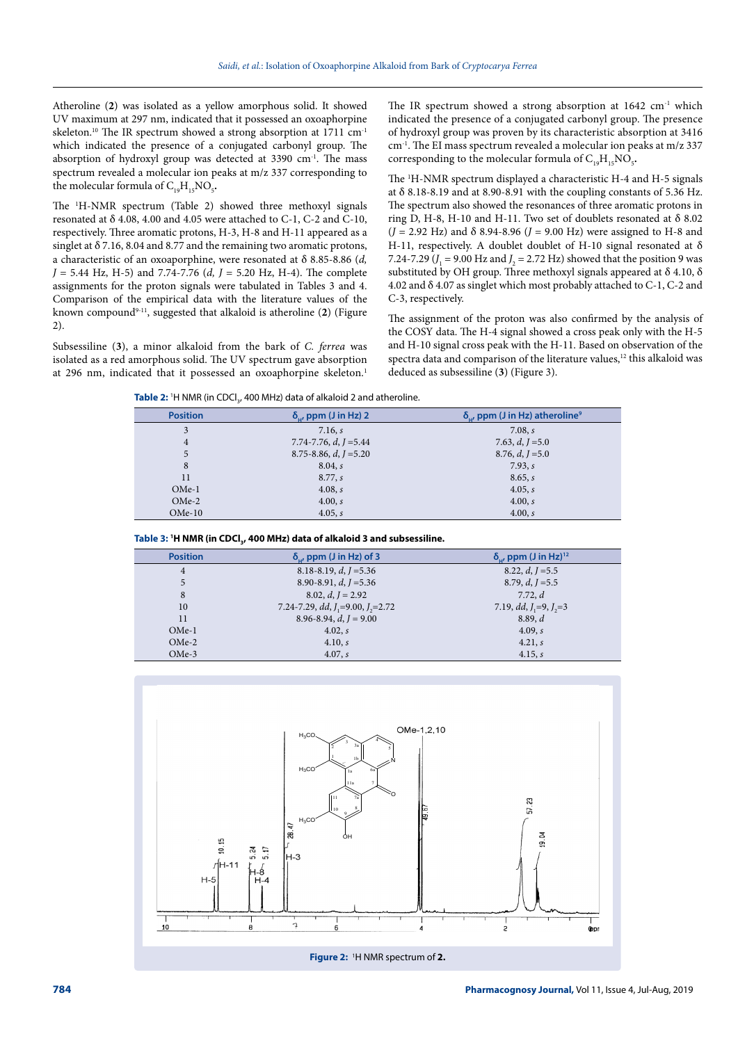Atheroline (**2**) was isolated as a yellow amorphous solid. It showed UV maximum at 297 nm, indicated that it possessed an oxoaphorpine skeleton.[10] The IR spectrum showed a strong absorption at 1711 cm$^{-1}$ which indicated the presence of a conjugated carbonyl group. The absorption of hydroxyl group was detected at 3390 cm$^{-1}$. The mass spectrum revealed a molecular ion peaks at m/z 337 corresponding to the molecular formula of $C_{19}H_{15}NO_5$.

The $^1$H-NMR spectrum (Table 2) showed three methoxyl signals resonated at δ 4.08, 4.00 and 4.05 were attached to C-1, C-2 and C-10, respectively. Three aromatic protons, H-3, H-8 and H-11 appeared as a singlet at δ 7.16, 8.04 and 8.77 and the remaining two aromatic protons, a characteristic of an oxoaporphine, were resonated at δ 8.85-8.86 (*d*, *J* = 5.44 Hz, H-5) and 7.74-7.76 (*d*, *J* = 5.20 Hz, H-4). The complete assignments for the proton signals were tabulated in Tables 3 and 4. Comparison of the empirical data with the literature values of the known compound[9-11], suggested that alkaloid is atheroline (**2**) (Figure 2).

Subsessiline (**3**), a minor alkaloid from the bark of *C. ferrea* was isolated as a red amorphous solid. The UV spectrum gave absorption at 296 nm, indicated that it possessed an oxoaphorpine skeleton.[1] The IR spectrum showed a strong absorption at 1642 cm$^{-1}$ which indicated the presence of a conjugated carbonyl group. The presence of hydroxyl group was proven by its characteristic absorption at 3416 cm$^{-1}$. The EI mass spectrum revealed a molecular ion peaks at m/z 337 corresponding to the molecular formula of $C_{19}H_{15}NO_5$.

The $^1$H-NMR spectrum displayed a characteristic H-4 and H-5 signals at δ 8.18-8.19 and at 8.90-8.91 with the coupling constants of 5.36 Hz. The spectrum also showed the resonances of three aromatic protons in ring D, H-8, H-10 and H-11. Two set of doublets resonated at δ 8.02 (*J* = 2.92 Hz) and δ 8.94-8.96 (*J* = 9.00 Hz) were assigned to H-8 and H-11, respectively. A doublet doublet of H-10 signal resonated at δ 7.24-7.29 ($J_1$ = 9.00 Hz and $J_2$ = 2.72 Hz) showed that the position 9 was substituted by OH group. Three methoxyl signals appeared at δ 4.10, δ 4.02 and δ 4.07 as singlet which most probably attached to C-1, C-2 and C-3, respectively.

The assignment of the proton was also confirmed by the analysis of the COSY data. The H-4 signal showed a cross peak only with the H-5 and H-10 signal cross peak with the H-11. Based on observation of the spectra data and comparison of the literature values,[12] this alkaloid was deduced as subsessiline (**3**) (Figure 3).

**Table 2:** $^1$H NMR (in $CDCl_3$, 400 MHz) data of alkaloid 2 and atheroline.

| Position | $\delta_H$, ppm (J in Hz) 2 | $\delta_H$, ppm (J in Hz) atheroline[9] |
|---|---|---|
| 3 | 7.16, *s* | 7.08, *s* |
| 4 | 7.74-7.76, *d*, *J* =5.44 | 7.63, *d*, *J* =5.0 |
| 5 | 8.75-8.86, *d*, *J* =5.20 | 8.76, *d*, *J* =5.0 |
| 8 | 8.04, *s* | 7.93, *s* |
| 11 | 8.77, *s* | 8.65, *s* |
| OMe-1 | 4.08, *s* | 4.05, *s* |
| OMe-2 | 4.00, *s* | 4.00, *s* |
| OMe-10 | 4.05, *s* | 4.00, *s* |

**Table 3: $^1$H NMR (in $CDCl_3$, 400 MHz) data of alkaloid 3 and subsessiline.**

| Position | $\delta_H$, ppm (J in Hz) of 3 | $\delta_H$, ppm (J in Hz)[12] |
|---|---|---|
| 4 | 8.18-8.19, *d*, *J* =5.36 | 8.22, *d*, *J* =5.5 |
| 5 | 8.90-8.91, *d*, *J* =5.36 | 8.79, *d*, *J* =5.5 |
| 8 | 8.02, *d*, *J* = 2.92 | 7.72, *d* |
| 10 | 7.24-7.29, *dd*, $J_1$=9.00, $J_2$=2.72 | 7.19, *dd*, $J_1$=9, $J_2$=3 |
| 11 | 8.96-8.94, *d*, *J* = 9.00 | 8.89, *d* |
| OMe-1 | 4.02, *s* | 4.09, *s* |
| OMe-2 | 4.10, *s* | 4.21, *s* |
| OMe-3 | 4.07, *s* | 4.15, *s* |

**Figure 2:** $^1$H NMR spectrum of **2**.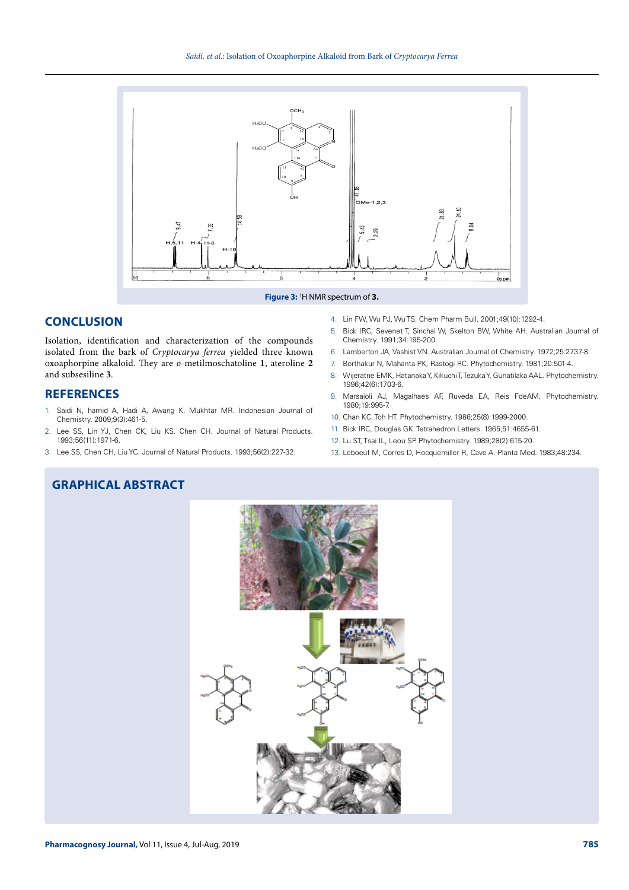Figure 3: [1]H NMR spectrum of **3.**

## CONCLUSION

Isolation, identification and characterization of the compounds isolated from the bark of *Cryptocarya ferrea* yielded three known oxoaphorpine alkaloid. They are *o*-metilmoschatoline **1**, aterolire **2** and subsesiline **3**.

## REFERENCES

1. Saidi N, hamid A, Hadi A, Awang K, Mukhtar MR. Indonesian Journal of Chemistry. 2009;9(3):461-5.
2. Lee SS, Lin YJ, Chen CK, Liu KS, Chen CH. Journal of Natural Products. 1993;56(11):1971-6.
3. Lee SS, Chen CH, Liu YC. Journal of Natural Products. 1993;56(2):227-32.
4. Lin FW, Wu PJ, Wu TS. Chem Pharm Bull. 2001;49(10):1292-4.
5. Bick IRC, Sevenet T, Sinchai W, Skelton BW, White AH. Australian Journal of Chemistry. 1991;34:195-200.
6. Lamberton JA, Vashist VN. Australian Journal of Chemistry. 1972;25:2737-8.
7. Borthakur N, Mahanta PK, Rastogi RC. Phytochemistry. 1981;20:501-4.
8. Wijeratne EMK, Hatanaka Y, Kikuchi T, Tezuka Y, Gunatilaka AAL. Phytochemistry. 1996;42(6):1703-6.
9. Marsaioli AJ, Magalhaes AF, Ruveda EA, Reis FdeAM. Phytochemistry. 1980;19:995-7.
10. Chan KC, Toh HT. Phytochemistry. 1986;25(8):1999-2000.
11. Bick IRC, Douglas GK. Tetrahedron Letters. 1965;51:4655-61.
12. Lu ST, Tsai IL, Leou SP. Phytochemistry. 1989;28(2):615-20.
13. Leboeuf M, Corres D, Hocquemiller R, Cave A. Planta Med. 1983;48:234.

## GRAPHICAL ABSTRACT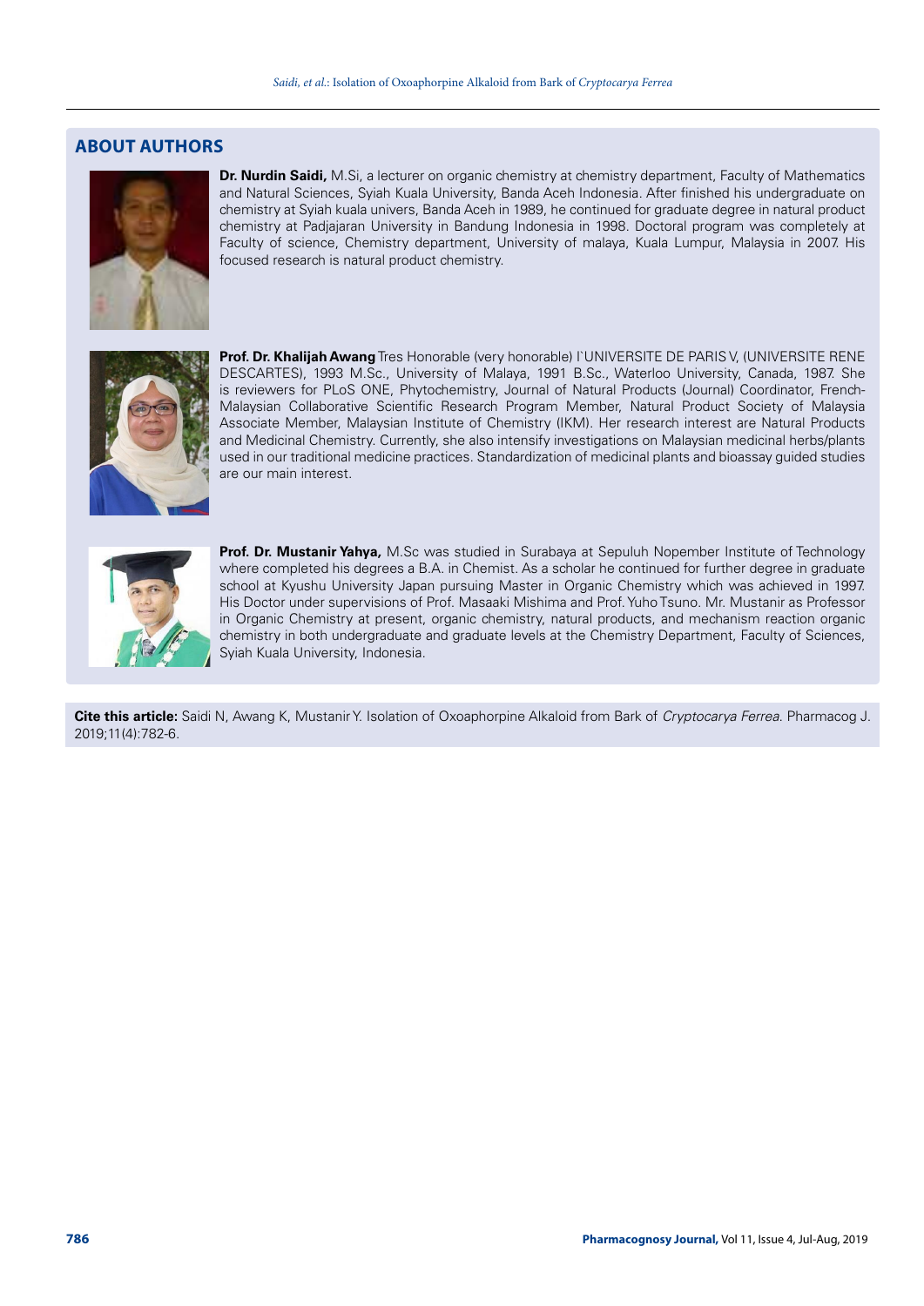## ABOUT AUTHORS

**Dr. Nurdin Saidi,** M.Si, a lecturer on organic chemistry at chemistry department, Faculty of Mathematics and Natural Sciences, Syiah Kuala University, Banda Aceh Indonesia. After finished his undergraduate on chemistry at Syiah kuala univers, Banda Aceh in 1989, he continued for graduate degree in natural product chemistry at Padjajaran University in Bandung Indonesia in 1998. Doctoral program was completely at Faculty of science, Chemistry department, University of malaya, Kuala Lumpur, Malaysia in 2007. His focused research is natural product chemistry.

**Prof. Dr. Khalijah Awang** Tres Honorable (very honorable) I`UNIVERSITE DE PARIS V, (UNIVERSITE RENE DESCARTES), 1993 M.Sc., University of Malaya, 1991 B.Sc., Waterloo University, Canada, 1987. She is reviewers for PLoS ONE, Phytochemistry, Journal of Natural Products (Journal) Coordinator, French-Malaysian Collaborative Scientific Research Program Member, Natural Product Society of Malaysia Associate Member, Malaysian Institute of Chemistry (IKM). Her research interest are Natural Products and Medicinal Chemistry. Currently, she also intensify investigations on Malaysian medicinal herbs/plants used in our traditional medicine practices. Standardization of medicinal plants and bioassay guided studies are our main interest.

**Prof. Dr. Mustanir Yahya,** M.Sc was studied in Surabaya at Sepuluh Nopember Institute of Technology where completed his degrees a B.A. in Chemist. As a scholar he continued for further degree in graduate school at Kyushu University Japan pursuing Master in Organic Chemistry which was achieved in 1997. His Doctor under supervisions of Prof. Masaaki Mishima and Prof. Yuho Tsuno. Mr. Mustanir as Professor in Organic Chemistry at present, organic chemistry, natural products, and mechanism reaction organic chemistry in both undergraduate and graduate levels at the Chemistry Department, Faculty of Sciences, Syiah Kuala University, Indonesia.

**Cite this article:** Saidi N, Awang K, Mustanir Y. Isolation of Oxoaphorpine Alkaloid from Bark of *Cryptocarya Ferrea*. Pharmacog J. 2019;11(4):782-6.